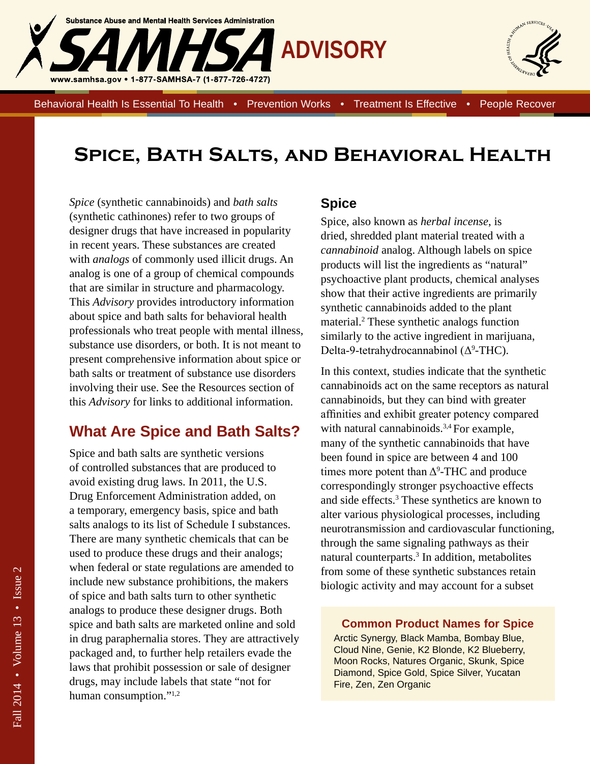Substance Abuse and Mental Health Services Administration

# SAMHSA ADVISORY

www.samhsa.gov • 1-877-SAMHSA-7 (1-877-726-4727)

Behavioral Health Is Essential To Health • Prevention Works • Treatment Is Effective • People Recover

# Spice, Bath Salts, and Behavioral Health

*Spice* (synthetic cannabinoids) and *bath salts* (synthetic cathinones) refer to two groups of designer drugs that have increased in popularity in recent years. These substances are created with *analogs* of commonly used illicit drugs. An analog is one of a group of chemical compounds that are similar in structure and pharmacology. This *Advisory* provides introductory information about spice and bath salts for behavioral health professionals who treat people with mental illness, substance use disorders, or both. It is not meant to present comprehensive information about spice or bath salts or treatment of substance use disorders involving their use. See the Resources section of this *Advisory* for links to additional information.

## What Are Spice and Bath Salts?

Spice and bath salts are synthetic versions of controlled substances that are produced to avoid existing drug laws. In 2011, the U.S. Drug Enforcement Administration added, on a temporary, emergency basis, spice and bath salts analogs to its list of Schedule I substances. There are many synthetic chemicals that can be used to produce these drugs and their analogs; when federal or state regulations are amended to include new substance prohibitions, the makers of spice and bath salts turn to other synthetic analogs to produce these designer drugs. Both spice and bath salts are marketed online and sold in drug paraphernalia stores. They are attractively packaged and, to further help retailers evade the laws that prohibit possession or sale of designer drugs, may include labels that state "not for human consumption."[1,2]

### Spice

Spice, also known as *herbal incense*, is dried, shredded plant material treated with a *cannabinoid* analog. Although labels on spice products will list the ingredients as "natural" psychoactive plant products, chemical analyses show that their active ingredients are primarily synthetic cannabinoids added to the plant material.[2] These synthetic analogs function similarly to the active ingredient in marijuana, Delta-9-tetrahydrocannabinol ($\Delta^9$-THC).

In this context, studies indicate that the synthetic cannabinoids act on the same receptors as natural cannabinoids, but they can bind with greater affinities and exhibit greater potency compared with natural cannabinoids.[3,4] For example, many of the synthetic cannabinoids that have been found in spice are between 4 and 100 times more potent than $\Delta^9$-THC and produce correspondingly stronger psychoactive effects and side effects.[3] These synthetics are known to alter various physiological processes, including neurotransmission and cardiovascular functioning, through the same signaling pathways as their natural counterparts.[3] In addition, metabolites from some of these synthetic substances retain biologic activity and may account for a subset

**Common Product Names for Spice**

Arctic Synergy, Black Mamba, Bombay Blue, Cloud Nine, Genie, K2 Blonde, K2 Blueberry, Moon Rocks, Natures Organic, Skunk, Spice Diamond, Spice Gold, Spice Silver, Yucatan Fire, Zen, Zen Organic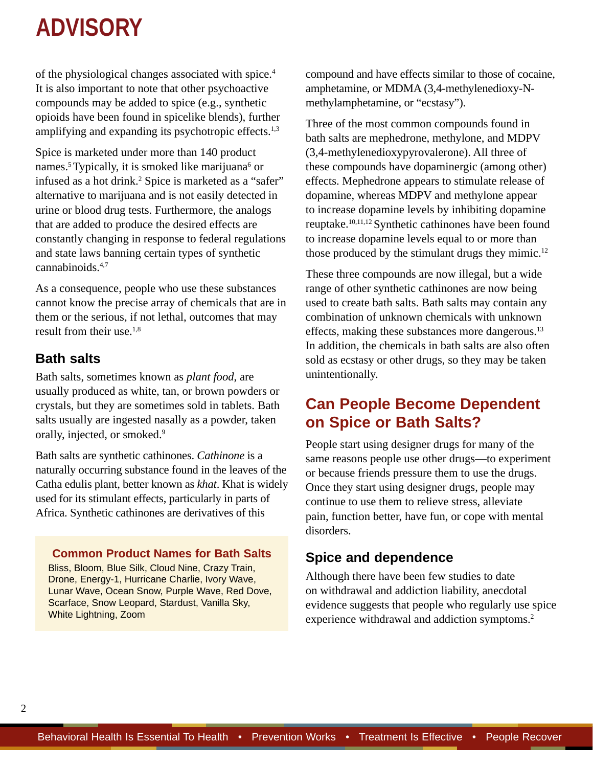of the physiological changes associated with spice.[4] It is also important to note that other psychoactive compounds may be added to spice (e.g., synthetic opioids have been found in spicelike blends), further amplifying and expanding its psychotropic effects.[1,3]

Spice is marketed under more than 140 product names.[5] Typically, it is smoked like marijuana[6] or infused as a hot drink.[2] Spice is marketed as a "safer" alternative to marijuana and is not easily detected in urine or blood drug tests. Furthermore, the analogs that are added to produce the desired effects are constantly changing in response to federal regulations and state laws banning certain types of synthetic cannabinoids.[4,7]

As a consequence, people who use these substances cannot know the precise array of chemicals that are in them or the serious, if not lethal, outcomes that may result from their use.[1,8]

### Bath salts

Bath salts, sometimes known as *plant food*, are usually produced as white, tan, or brown powders or crystals, but they are sometimes sold in tablets. Bath salts usually are ingested nasally as a powder, taken orally, injected, or smoked.[9]

Bath salts are synthetic cathinones. *Cathinone* is a naturally occurring substance found in the leaves of the Catha edulis plant, better known as *khat*. Khat is widely used for its stimulant effects, particularly in parts of Africa. Synthetic cathinones are derivatives of this compound and have effects similar to those of cocaine, amphetamine, or MDMA (3,4-methylenedioxy-N-methylamphetamine, or "ecstasy").

Three of the most common compounds found in bath salts are mephedrone, methylone, and MDPV (3,4-methylenedioxypyrovalerone). All three of these compounds have dopaminergic (among other) effects. Mephedrone appears to stimulate release of dopamine, whereas MDPV and methylone appear to increase dopamine levels by inhibiting dopamine reuptake.[10,11,12] Synthetic cathinones have been found to increase dopamine levels equal to or more than those produced by the stimulant drugs they mimic.[12]

These three compounds are now illegal, but a wide range of other synthetic cathinones are now being used to create bath salts. Bath salts may contain any combination of unknown chemicals with unknown effects, making these substances more dangerous.[13] In addition, the chemicals in bath salts are also often sold as ecstasy or other drugs, so they may be taken unintentionally.

> **Common Product Names for Bath Salts**
>
> Bliss, Bloom, Blue Silk, Cloud Nine, Crazy Train, Drone, Energy-1, Hurricane Charlie, Ivory Wave, Lunar Wave, Ocean Snow, Purple Wave, Red Dove, Scarface, Snow Leopard, Stardust, Vanilla Sky, White Lightning, Zoom

## Can People Become Dependent on Spice or Bath Salts?

People start using designer drugs for many of the same reasons people use other drugs—to experiment or because friends pressure them to use the drugs. Once they start using designer drugs, people may continue to use them to relieve stress, alleviate pain, function better, have fun, or cope with mental disorders.

### Spice and dependence

Although there have been few studies to date on withdrawal and addiction liability, anecdotal evidence suggests that people who regularly use spice experience withdrawal and addiction symptoms.[2]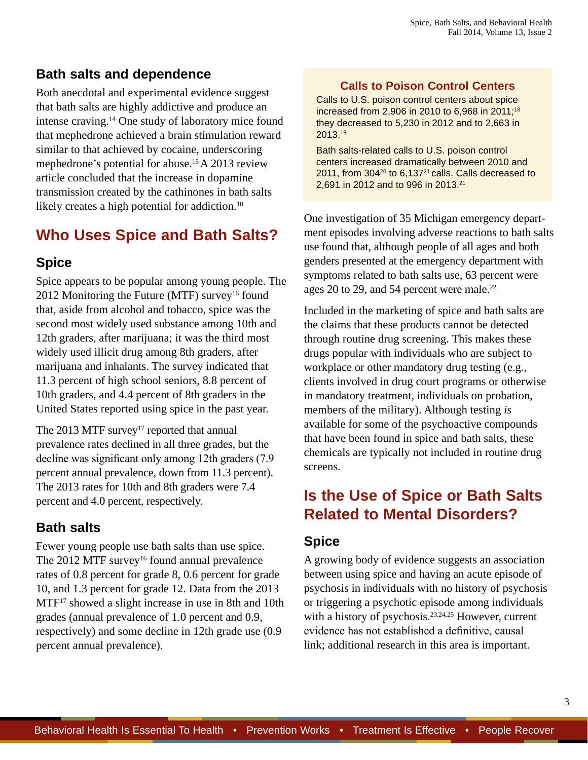## Bath salts and dependence

Both anecdotal and experimental evidence suggest that bath salts are highly addictive and produce an intense craving.[14] One study of laboratory mice found that mephedrone achieved a brain stimulation reward similar to that achieved by cocaine, underscoring mephedrone's potential for abuse.[15] A 2013 review article concluded that the increase in dopamine transmission created by the cathinones in bath salts likely creates a high potential for addiction.[10]

# Who Uses Spice and Bath Salts?

## Spice

Spice appears to be popular among young people. The 2012 Monitoring the Future (MTF) survey[16] found that, aside from alcohol and tobacco, spice was the second most widely used substance among 10th and 12th graders, after marijuana; it was the third most widely used illicit drug among 8th graders, after marijuana and inhalants. The survey indicated that 11.3 percent of high school seniors, 8.8 percent of 10th graders, and 4.4 percent of 8th graders in the United States reported using spice in the past year.

The 2013 MTF survey[17] reported that annual prevalence rates declined in all three grades, but the decline was significant only among 12th graders (7.9 percent annual prevalence, down from 11.3 percent). The 2013 rates for 10th and 8th graders were 7.4 percent and 4.0 percent, respectively.

## Bath salts

Fewer young people use bath salts than use spice. The 2012 MTF survey[16] found annual prevalence rates of 0.8 percent for grade 8, 0.6 percent for grade 10, and 1.3 percent for grade 12. Data from the 2013 MTF[17] showed a slight increase in use in 8th and 10th grades (annual prevalence of 1.0 percent and 0.9, respectively) and some decline in 12th grade use (0.9 percent annual prevalence).

### Calls to Poison Control Centers

Calls to U.S. poison control centers about spice increased from 2,906 in 2010 to 6,968 in 2011;[18] they decreased to 5,230 in 2012 and to 2,663 in 2013.[19]

Bath salts-related calls to U.S. poison control centers increased dramatically between 2010 and 2011, from 304[20] to 6,137[21] calls. Calls decreased to 2,691 in 2012 and to 996 in 2013.[21]

One investigation of 35 Michigan emergency department episodes involving adverse reactions to bath salts use found that, although people of all ages and both genders presented at the emergency department with symptoms related to bath salts use, 63 percent were ages 20 to 29, and 54 percent were male.[22]

Included in the marketing of spice and bath salts are the claims that these products cannot be detected through routine drug screening. This makes these drugs popular with individuals who are subject to workplace or other mandatory drug testing (e.g., clients involved in drug court programs or otherwise in mandatory treatment, individuals on probation, members of the military). Although testing *is* available for some of the psychoactive compounds that have been found in spice and bath salts, these chemicals are typically not included in routine drug screens.

# Is the Use of Spice or Bath Salts Related to Mental Disorders?

## Spice

A growing body of evidence suggests an association between using spice and having an acute episode of psychosis in individuals with no history of psychosis or triggering a psychotic episode among individuals with a history of psychosis.[23,24,25] However, current evidence has not established a definitive, causal link; additional research in this area is important.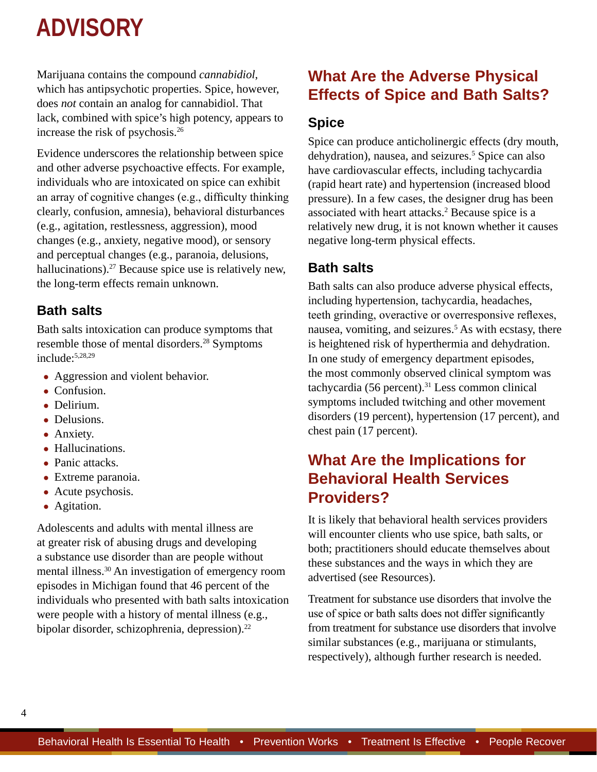Marijuana contains the compound *cannabidiol*, which has antipsychotic properties. Spice, however, does *not* contain an analog for cannabidiol. That lack, combined with spice's high potency, appears to increase the risk of psychosis.[26]

Evidence underscores the relationship between spice and other adverse psychoactive effects. For example, individuals who are intoxicated on spice can exhibit an array of cognitive changes (e.g., difficulty thinking clearly, confusion, amnesia), behavioral disturbances (e.g., agitation, restlessness, aggression), mood changes (e.g., anxiety, negative mood), or sensory and perceptual changes (e.g., paranoia, delusions, hallucinations).[27] Because spice use is relatively new, the long-term effects remain unknown.

### Bath salts

Bath salts intoxication can produce symptoms that resemble those of mental disorders.[28] Symptoms include:[5,28,29]

- Aggression and violent behavior.
- Confusion.
- Delirium.
- Delusions.
- Anxiety.
- Hallucinations.
- Panic attacks.
- Extreme paranoia.
- Acute psychosis.
- Agitation.

Adolescents and adults with mental illness are at greater risk of abusing drugs and developing a substance use disorder than are people without mental illness.[30] An investigation of emergency room episodes in Michigan found that 46 percent of the individuals who presented with bath salts intoxication were people with a history of mental illness (e.g., bipolar disorder, schizophrenia, depression).[22]

## What Are the Adverse Physical Effects of Spice and Bath Salts?

### Spice

Spice can produce anticholinergic effects (dry mouth, dehydration), nausea, and seizures.[5] Spice can also have cardiovascular effects, including tachycardia (rapid heart rate) and hypertension (increased blood pressure). In a few cases, the designer drug has been associated with heart attacks.[2] Because spice is a relatively new drug, it is not known whether it causes negative long-term physical effects.

### Bath salts

Bath salts can also produce adverse physical effects, including hypertension, tachycardia, headaches, teeth grinding, overactive or overresponsive reflexes, nausea, vomiting, and seizures.[5] As with ecstasy, there is heightened risk of hyperthermia and dehydration. In one study of emergency department episodes, the most commonly observed clinical symptom was tachycardia (56 percent).[31] Less common clinical symptoms included twitching and other movement disorders (19 percent), hypertension (17 percent), and chest pain (17 percent).

## What Are the Implications for Behavioral Health Services Providers?

It is likely that behavioral health services providers will encounter clients who use spice, bath salts, or both; practitioners should educate themselves about these substances and the ways in which they are advertised (see Resources).

Treatment for substance use disorders that involve the use of spice or bath salts does not differ significantly from treatment for substance use disorders that involve similar substances (e.g., marijuana or stimulants, respectively), although further research is needed.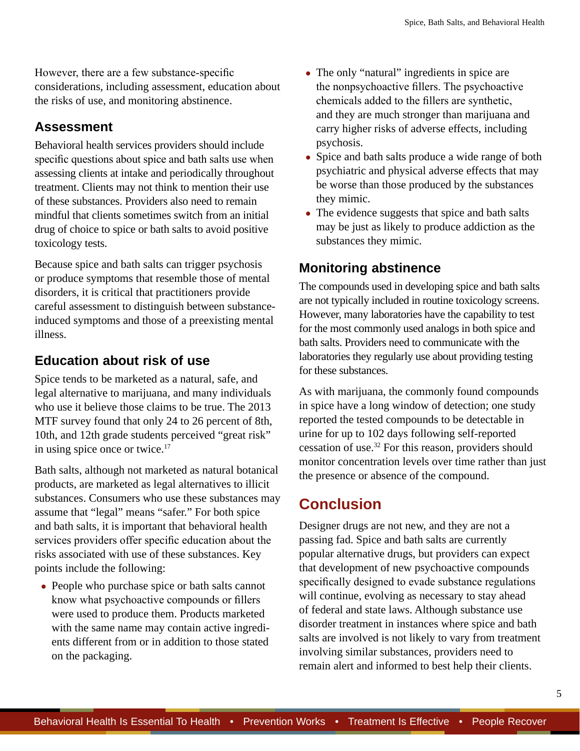However, there are a few substance-specific considerations, including assessment, education about the risks of use, and monitoring abstinence.

### Assessment

Behavioral health services providers should include specific questions about spice and bath salts use when assessing clients at intake and periodically throughout treatment. Clients may not think to mention their use of these substances. Providers also need to remain mindful that clients sometimes switch from an initial drug of choice to spice or bath salts to avoid positive toxicology tests.

Because spice and bath salts can trigger psychosis or produce symptoms that resemble those of mental disorders, it is critical that practitioners provide careful assessment to distinguish between substance-induced symptoms and those of a preexisting mental illness.

### Education about risk of use

Spice tends to be marketed as a natural, safe, and legal alternative to marijuana, and many individuals who use it believe those claims to be true. The 2013 MTF survey found that only 24 to 26 percent of 8th, 10th, and 12th grade students perceived "great risk" in using spice once or twice.[17]

Bath salts, although not marketed as natural botanical products, are marketed as legal alternatives to illicit substances. Consumers who use these substances may assume that "legal" means "safer." For both spice and bath salts, it is important that behavioral health services providers offer specific education about the risks associated with use of these substances. Key points include the following:

- People who purchase spice or bath salts cannot know what psychoactive compounds or fillers were used to produce them. Products marketed with the same name may contain active ingredients different from or in addition to those stated on the packaging.
- The only "natural" ingredients in spice are the nonpsychoactive fillers. The psychoactive chemicals added to the fillers are synthetic, and they are much stronger than marijuana and carry higher risks of adverse effects, including psychosis.
- Spice and bath salts produce a wide range of both psychiatric and physical adverse effects that may be worse than those produced by the substances they mimic.
- The evidence suggests that spice and bath salts may be just as likely to produce addiction as the substances they mimic.

### Monitoring abstinence

The compounds used in developing spice and bath salts are not typically included in routine toxicology screens. However, many laboratories have the capability to test for the most commonly used analogs in both spice and bath salts. Providers need to communicate with the laboratories they regularly use about providing testing for these substances.

As with marijuana, the commonly found compounds in spice have a long window of detection; one study reported the tested compounds to be detectable in urine for up to 102 days following self-reported cessation of use.[32] For this reason, providers should monitor concentration levels over time rather than just the presence or absence of the compound.

## Conclusion

Designer drugs are not new, and they are not a passing fad. Spice and bath salts are currently popular alternative drugs, but providers can expect that development of new psychoactive compounds specifically designed to evade substance regulations will continue, evolving as necessary to stay ahead of federal and state laws. Although substance use disorder treatment in instances where spice and bath salts are involved is not likely to vary from treatment involving similar substances, providers need to remain alert and informed to best help their clients.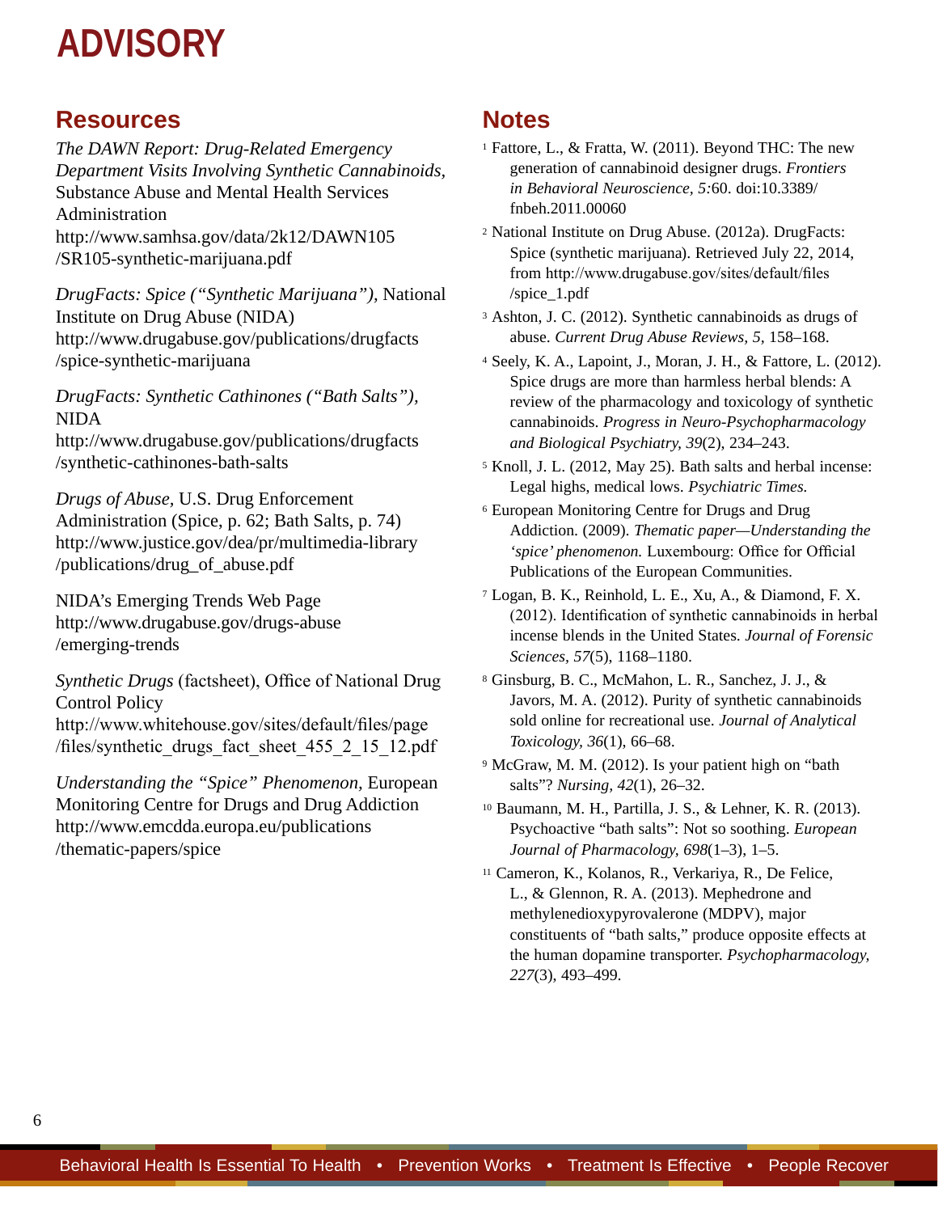# ADVISORY

## Resources

*The DAWN Report: Drug-Related Emergency Department Visits Involving Synthetic Cannabinoids,* Substance Abuse and Mental Health Services Administration
http://www.samhsa.gov/data/2k12/DAWN105/SR105-synthetic-marijuana.pdf

*DrugFacts: Spice ("Synthetic Marijuana"),* National Institute on Drug Abuse (NIDA)
http://www.drugabuse.gov/publications/drugfacts/spice-synthetic-marijuana

*DrugFacts: Synthetic Cathinones ("Bath Salts"),* NIDA
http://www.drugabuse.gov/publications/drugfacts/synthetic-cathinones-bath-salts

*Drugs of Abuse*, U.S. Drug Enforcement Administration (Spice, p. 62; Bath Salts, p. 74)
http://www.justice.gov/dea/pr/multimedia-library/publications/drug_of_abuse.pdf

NIDA's Emerging Trends Web Page
http://www.drugabuse.gov/drugs-abuse/emerging-trends

*Synthetic Drugs* (factsheet), Office of National Drug Control Policy
http://www.whitehouse.gov/sites/default/files/page/files/synthetic_drugs_fact_sheet_455_2_15_12.pdf

*Understanding the "Spice" Phenomenon,* European Monitoring Centre for Drugs and Drug Addiction
http://www.emcdda.europa.eu/publications/thematic-papers/spice

## Notes

[1] Fattore, L., & Fratta, W. (2011). Beyond THC: The new generation of cannabinoid designer drugs. *Frontiers in Behavioral Neuroscience, 5:*60. doi:10.3389/fnbeh.2011.00060

[2] National Institute on Drug Abuse. (2012a). DrugFacts: Spice (synthetic marijuana). Retrieved July 22, 2014, from http://www.drugabuse.gov/sites/default/files/spice_1.pdf

[3] Ashton, J. C. (2012). Synthetic cannabinoids as drugs of abuse. *Current Drug Abuse Reviews, 5,* 158–168.

[4] Seely, K. A., Lapoint, J., Moran, J. H., & Fattore, L. (2012). Spice drugs are more than harmless herbal blends: A review of the pharmacology and toxicology of synthetic cannabinoids. *Progress in Neuro-Psychopharmacology and Biological Psychiatry, 39*(2), 234–243.

[5] Knoll, J. L. (2012, May 25). Bath salts and herbal incense: Legal highs, medical lows. *Psychiatric Times.*

[6] European Monitoring Centre for Drugs and Drug Addiction. (2009). *Thematic paper—Understanding the 'spice' phenomenon.* Luxembourg: Office for Official Publications of the European Communities.

[7] Logan, B. K., Reinhold, L. E., Xu, A., & Diamond, F. X. (2012). Identification of synthetic cannabinoids in herbal incense blends in the United States. *Journal of Forensic Sciences, 57*(5), 1168–1180.

[8] Ginsburg, B. C., McMahon, L. R., Sanchez, J. J., & Javors, M. A. (2012). Purity of synthetic cannabinoids sold online for recreational use. *Journal of Analytical Toxicology, 36*(1), 66–68.

[9] McGraw, M. M. (2012). Is your patient high on "bath salts"? *Nursing, 42*(1), 26–32.

[10] Baumann, M. H., Partilla, J. S., & Lehner, K. R. (2013). Psychoactive "bath salts": Not so soothing. *European Journal of Pharmacology, 698*(1–3), 1–5.

[11] Cameron, K., Kolanos, R., Verkariya, R., De Felice, L., & Glennon, R. A. (2013). Mephedrone and methylenedioxypyrovalerone (MDPV), major constituents of "bath salts," produce opposite effects at the human dopamine transporter. *Psychopharmacology, 227*(3), 493–499.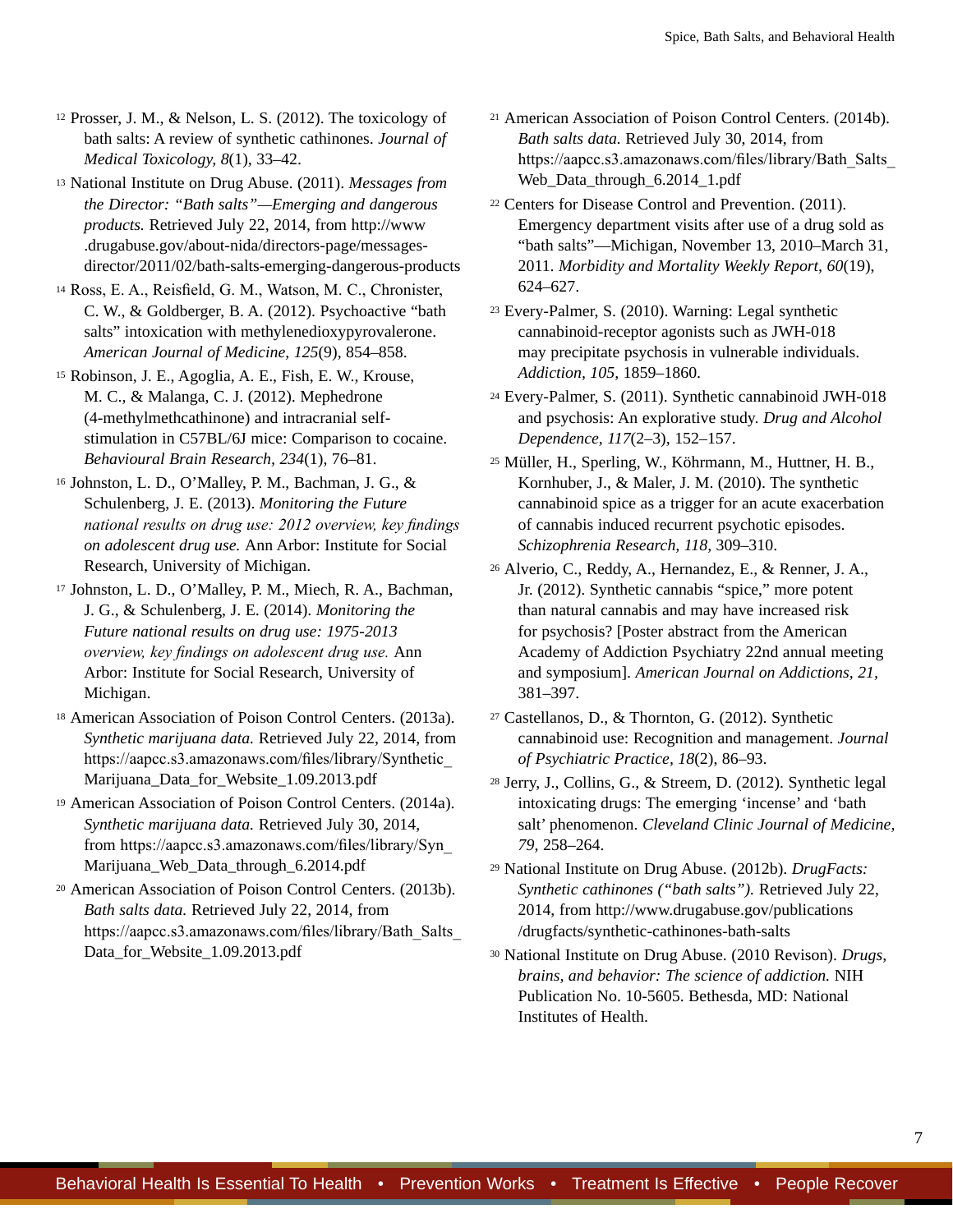12 Prosser, J. M., & Nelson, L. S. (2012). The toxicology of bath salts: A review of synthetic cathinones. *Journal of Medical Toxicology, 8*(1), 33–42.

13 National Institute on Drug Abuse. (2011). *Messages from the Director: "Bath salts"—Emerging and dangerous products.* Retrieved July 22, 2014, from http://www.drugabuse.gov/about-nida/directors-page/messages-director/2011/02/bath-salts-emerging-dangerous-products

14 Ross, E. A., Reisfield, G. M., Watson, M. C., Chronister, C. W., & Goldberger, B. A. (2012). Psychoactive "bath salts" intoxication with methylenedioxypyrovalerone. *American Journal of Medicine, 125*(9), 854–858.

15 Robinson, J. E., Agoglia, A. E., Fish, E. W., Krouse, M. C., & Malanga, C. J. (2012). Mephedrone (4-methylmethcathinone) and intracranial self-stimulation in C57BL/6J mice: Comparison to cocaine. *Behavioural Brain Research, 234*(1), 76–81.

16 Johnston, L. D., O'Malley, P. M., Bachman, J. G., & Schulenberg, J. E. (2013). *Monitoring the Future national results on drug use: 2012 overview, key findings on adolescent drug use.* Ann Arbor: Institute for Social Research, University of Michigan.

17 Johnston, L. D., O'Malley, P. M., Miech, R. A., Bachman, J. G., & Schulenberg, J. E. (2014). *Monitoring the Future national results on drug use: 1975-2013 overview, key findings on adolescent drug use.* Ann Arbor: Institute for Social Research, University of Michigan.

18 American Association of Poison Control Centers. (2013a). *Synthetic marijuana data.* Retrieved July 22, 2014, from https://aapcc.s3.amazonaws.com/files/library/Synthetic_Marijuana_Data_for_Website_1.09.2013.pdf

19 American Association of Poison Control Centers. (2014a). *Synthetic marijuana data.* Retrieved July 30, 2014, from https://aapcc.s3.amazonaws.com/files/library/Syn_Marijuana_Web_Data_through_6.2014.pdf

20 American Association of Poison Control Centers. (2013b). *Bath salts data.* Retrieved July 22, 2014, from https://aapcc.s3.amazonaws.com/files/library/Bath_Salts_Data_for_Website_1.09.2013.pdf

21 American Association of Poison Control Centers. (2014b). *Bath salts data.* Retrieved July 30, 2014, from https://aapcc.s3.amazonaws.com/files/library/Bath_Salts_Web_Data_through_6.2014_1.pdf

22 Centers for Disease Control and Prevention. (2011). Emergency department visits after use of a drug sold as "bath salts"—Michigan, November 13, 2010–March 31, 2011. *Morbidity and Mortality Weekly Report, 60*(19), 624–627.

23 Every-Palmer, S. (2010). Warning: Legal synthetic cannabinoid-receptor agonists such as JWH-018 may precipitate psychosis in vulnerable individuals. *Addiction, 105*, 1859–1860.

24 Every-Palmer, S. (2011). Synthetic cannabinoid JWH-018 and psychosis: An explorative study. *Drug and Alcohol Dependence, 117*(2–3), 152–157.

25 Müller, H., Sperling, W., Köhrmann, M., Huttner, H. B., Kornhuber, J., & Maler, J. M. (2010). The synthetic cannabinoid spice as a trigger for an acute exacerbation of cannabis induced recurrent psychotic episodes. *Schizophrenia Research, 118*, 309–310.

26 Alverio, C., Reddy, A., Hernandez, E., & Renner, J. A., Jr. (2012). Synthetic cannabis "spice," more potent than natural cannabis and may have increased risk for psychosis? [Poster abstract from the American Academy of Addiction Psychiatry 22nd annual meeting and symposium]. *American Journal on Addictions, 21*, 381–397.

27 Castellanos, D., & Thornton, G. (2012). Synthetic cannabinoid use: Recognition and management. *Journal of Psychiatric Practice, 18*(2), 86–93.

28 Jerry, J., Collins, G., & Streem, D. (2012). Synthetic legal intoxicating drugs: The emerging 'incense' and 'bath salt' phenomenon. *Cleveland Clinic Journal of Medicine, 79*, 258–264.

29 National Institute on Drug Abuse. (2012b). *DrugFacts: Synthetic cathinones ("bath salts").* Retrieved July 22, 2014, from http://www.drugabuse.gov/publications/drugfacts/synthetic-cathinones-bath-salts

30 National Institute on Drug Abuse. (2010 Revison). *Drugs, brains, and behavior: The science of addiction.* NIH Publication No. 10-5605. Bethesda, MD: National Institutes of Health.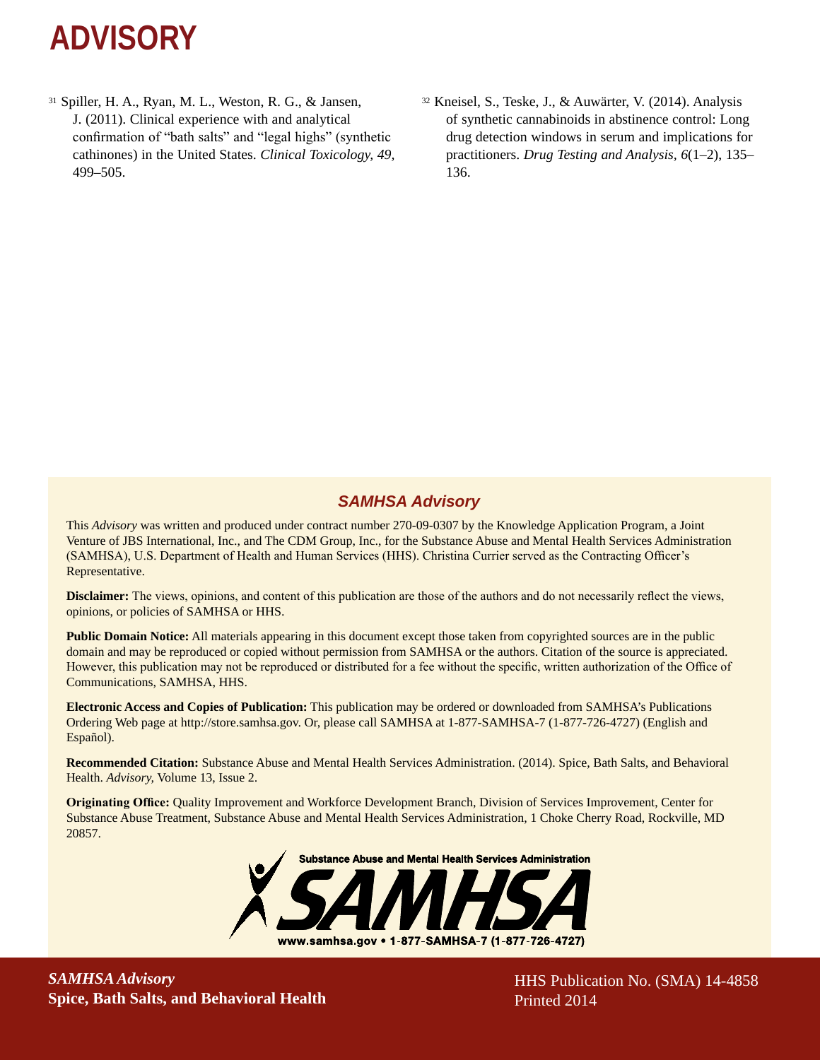[31] Spiller, H. A., Ryan, M. L., Weston, R. G., & Jansen, J. (2011). Clinical experience with and analytical confirmation of "bath salts" and "legal highs" (synthetic cathinones) in the United States. *Clinical Toxicology, 49*, 499–505.

[32] Kneisel, S., Teske, J., & Auwärter, V. (2014). Analysis of synthetic cannabinoids in abstinence control: Long drug detection windows in serum and implications for practitioners. *Drug Testing and Analysis, 6*(1–2), 135–136.

## *SAMHSA Advisory*

This *Advisory* was written and produced under contract number 270-09-0307 by the Knowledge Application Program, a Joint Venture of JBS International, Inc., and The CDM Group, Inc., for the Substance Abuse and Mental Health Services Administration (SAMHSA), U.S. Department of Health and Human Services (HHS). Christina Currier served as the Contracting Officer's Representative.

**Disclaimer:** The views, opinions, and content of this publication are those of the authors and do not necessarily reflect the views, opinions, or policies of SAMHSA or HHS.

**Public Domain Notice:** All materials appearing in this document except those taken from copyrighted sources are in the public domain and may be reproduced or copied without permission from SAMHSA or the authors. Citation of the source is appreciated. However, this publication may not be reproduced or distributed for a fee without the specific, written authorization of the Office of Communications, SAMHSA, HHS.

**Electronic Access and Copies of Publication:** This publication may be ordered or downloaded from SAMHSA's Publications Ordering Web page at http://store.samhsa.gov. Or, please call SAMHSA at 1-877-SAMHSA-7 (1-877-726-4727) (English and Español).

**Recommended Citation:** Substance Abuse and Mental Health Services Administration. (2014). Spice, Bath Salts, and Behavioral Health. *Advisory*, Volume 13, Issue 2.

**Originating Office:** Quality Improvement and Workforce Development Branch, Division of Services Improvement, Center for Substance Abuse Treatment, Substance Abuse and Mental Health Services Administration, 1 Choke Cherry Road, Rockville, MD 20857.

Substance Abuse and Mental Health Services Administration

SAMHSA

www.samhsa.gov • 1-877-SAMHSA-7 (1-877-726-4727)

***SAMHSA Advisory***
**Spice, Bath Salts, and Behavioral Health**

HHS Publication No. (SMA) 14-4858
Printed 2014